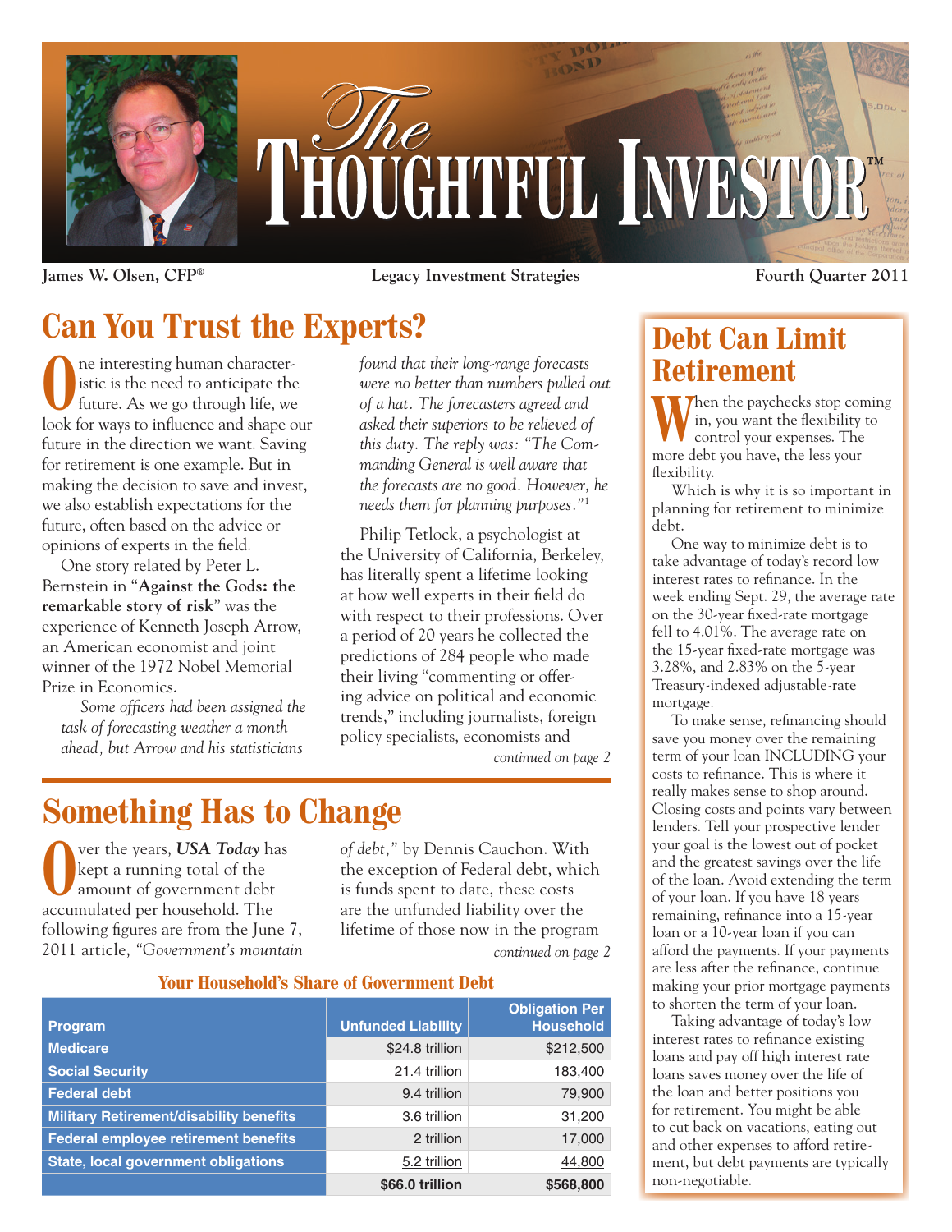# The Thoughtful Investor™

James W. Olsen, CFP® | Legacy Investment Strategies | Fourth Quarter 2011

## Can You Trust the Experts?

One interesting human characteristic is the need to anticipate the future. As we go through life, we look for ways to influence and shape our future in the direction we want. Saving for retirement is one example. But in making the decision to save and invest, we also establish expectations for the future, often based on the advice or opinions of experts in the field.

One story related by Peter L. Bernstein in "**Against the Gods: the remarkable story of risk**" was the experience of Kenneth Joseph Arrow, an American economist and joint winner of the 1972 Nobel Memorial Prize in Economics.

> *Some officers had been assigned the task of forecasting weather a month ahead, but Arrow and his statisticians found that their long-range forecasts were no better than numbers pulled out of a hat. The forecasters agreed and asked their superiors to be relieved of this duty. The reply was: "The Commanding General is well aware that the forecasts are no good. However, he needs them for planning purposes."*[1]

Philip Tetlock, a psychologist at the University of California, Berkeley, has literally spent a lifetime looking at how well experts in their field do with respect to their professions. Over a period of 20 years he collected the predictions of 284 people who made their living "commenting or offering advice on political and economic trends," including journalists, foreign policy specialists, economists and

*continued on page 2*

## Something Has to Change

Over the years, ***USA Today*** has kept a running total of the amount of government debt accumulated per household. The following figures are from the June 7, 2011 article, *"Government's mountain of debt,"* by Dennis Cauchon. With the exception of Federal debt, which is funds spent to date, these costs are the unfunded liability over the lifetime of those now in the program

*continued on page 2*

### Your Household's Share of Government Debt

| Program | Unfunded Liability | Obligation Per Household |
|---|---|---|
| Medicare | $24.8 trillion | $212,500 |
| Social Security | 21.4 trillion | 183,400 |
| Federal debt | 9.4 trillion | 79,900 |
| Military Retirement/disability benefits | 3.6 trillion | 31,200 |
| Federal employee retirement benefits | 2 trillion | 17,000 |
| State, local government obligations | 5.2 trillion | 44,800 |
| | **$66.0 trillion** | **$568,800** |

## Debt Can Limit Retirement

When the paychecks stop coming in, you want the flexibility to control your expenses. The more debt you have, the less your flexibility.

Which is why it is so important in planning for retirement to minimize debt.

One way to minimize debt is to take advantage of today's record low interest rates to refinance. In the week ending Sept. 29, the average rate on the 30-year fixed-rate mortgage fell to 4.01%. The average rate on the 15-year fixed-rate mortgage was 3.28%, and 2.83% on the 5-year Treasury-indexed adjustable-rate mortgage.

To make sense, refinancing should save you money over the remaining term of your loan INCLUDING your costs to refinance. This is where it really makes sense to shop around. Closing costs and points vary between lenders. Tell your prospective lender your goal is the lowest out of pocket and the greatest savings over the life of the loan. Avoid extending the term of your loan. If you have 18 years remaining, refinance into a 15-year loan or a 10-year loan if you can afford the payments. If your payments are less after the refinance, continue making your prior mortgage payments to shorten the term of your loan.

Taking advantage of today's low interest rates to refinance existing loans and pay off high interest rate loans saves money over the life of the loan and better positions you for retirement. You might be able to cut back on vacations, eating out and other expenses to afford retirement, but debt payments are typically non-negotiable.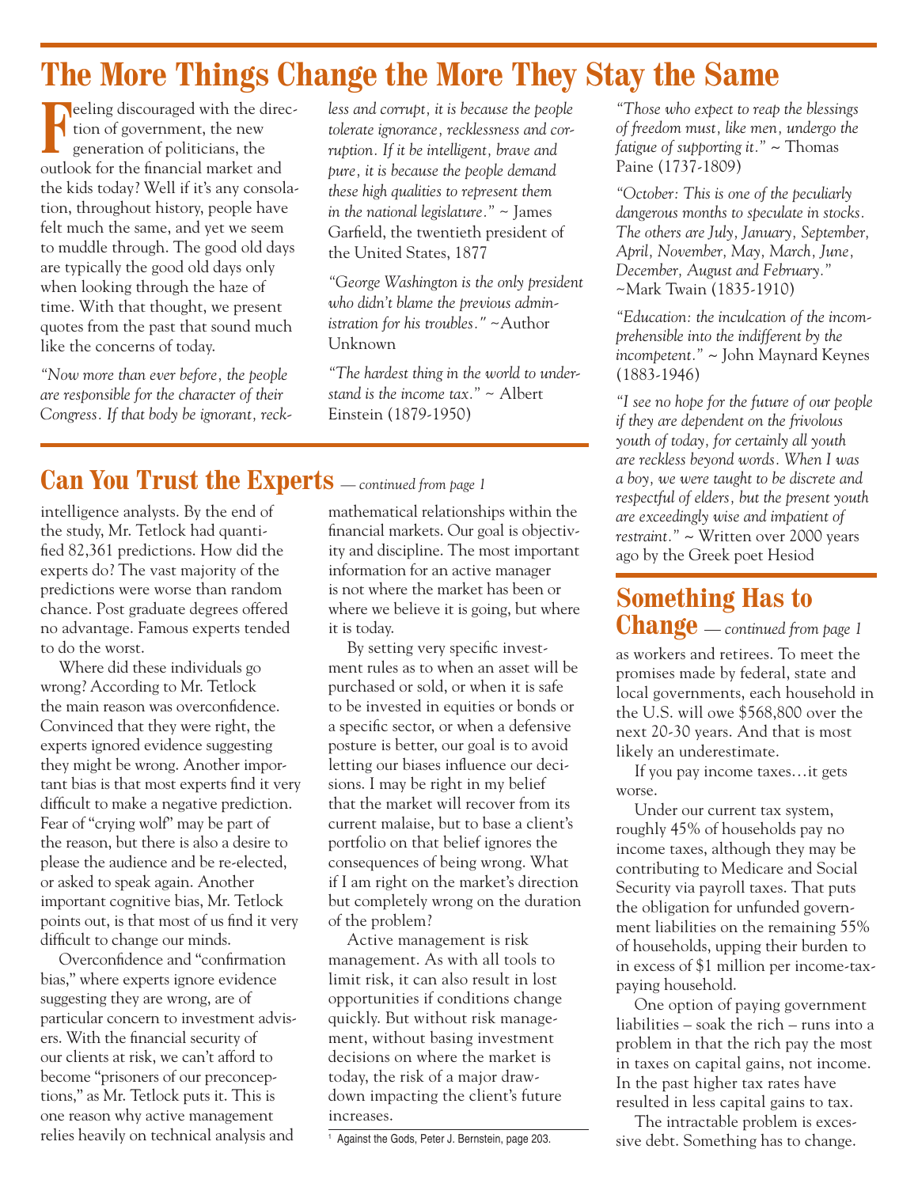# The More Things Change the More They Stay the Same

Feeling discouraged with the direction of government, the new generation of politicians, the outlook for the financial market and the kids today? Well if it's any consolation, throughout history, people have felt much the same, and yet we seem to muddle through. The good old days are typically the good old days only when looking through the haze of time. With that thought, we present quotes from the past that sound much like the concerns of today.

*"Now more than ever before, the people are responsible for the character of their Congress. If that body be ignorant, reckless and corrupt, it is because the people tolerate ignorance, recklessness and corruption. If it be intelligent, brave and pure, it is because the people demand these high qualities to represent them in the national legislature."* ~ James Garfield, the twentieth president of the United States, 1877

*"George Washington is the only president who didn't blame the previous administration for his troubles."* ~Author Unknown

*"The hardest thing in the world to understand is the income tax."* ~ Albert Einstein (1879-1950)

*"Those who expect to reap the blessings of freedom must, like men, undergo the fatigue of supporting it."* ~ Thomas Paine (1737-1809)

*"October: This is one of the peculiarly dangerous months to speculate in stocks. The others are July, January, September, April, November, May, March, June, December, August and February."* ~Mark Twain (1835-1910)

*"Education: the inculcation of the incomprehensible into the indifferent by the incompetent."* ~ John Maynard Keynes (1883-1946)

*"I see no hope for the future of our people if they are dependent on the frivolous youth of today, for certainly all youth are reckless beyond words. When I was a boy, we were taught to be discrete and respectful of elders, but the present youth are exceedingly wise and impatient of restraint."* ~ Written over 2000 years ago by the Greek poet Hesiod

## Can You Trust the Experts — *continued from page 1*

intelligence analysts. By the end of the study, Mr. Tetlock had quantified 82,361 predictions. How did the experts do? The vast majority of the predictions were worse than random chance. Post graduate degrees offered no advantage. Famous experts tended to do the worst.

Where did these individuals go wrong? According to Mr. Tetlock the main reason was overconfidence. Convinced that they were right, the experts ignored evidence suggesting they might be wrong. Another important bias is that most experts find it very difficult to make a negative prediction. Fear of "crying wolf" may be part of the reason, but there is also a desire to please the audience and be re-elected, or asked to speak again. Another important cognitive bias, Mr. Tetlock points out, is that most of us find it very difficult to change our minds.

Overconfidence and "confirmation bias," where experts ignore evidence suggesting they are wrong, are of particular concern to investment advisers. With the financial security of our clients at risk, we can't afford to become "prisoners of our preconceptions," as Mr. Tetlock puts it. This is one reason why active management relies heavily on technical analysis and mathematical relationships within the financial markets. Our goal is objectivity and discipline. The most important information for an active manager is not where the market has been or where we believe it is going, but where it is today.

By setting very specific investment rules as to when an asset will be purchased or sold, or when it is safe to be invested in equities or bonds or a specific sector, or when a defensive posture is better, our goal is to avoid letting our biases influence our decisions. I may be right in my belief that the market will recover from its current malaise, but to base a client's portfolio on that belief ignores the consequences of being wrong. What if I am right on the market's direction but completely wrong on the duration of the problem?

Active management is risk management. As with all tools to limit risk, it can also result in lost opportunities if conditions change quickly. But without risk management, without basing investment decisions on where the market is today, the risk of a major drawdown impacting the client's future increases.

[1] Against the Gods, Peter J. Bernstein, page 203.

## Something Has to Change — *continued from page 1*

as workers and retirees. To meet the promises made by federal, state and local governments, each household in the U.S. will owe $568,800 over the next 20-30 years. And that is most likely an underestimate.

If you pay income taxes…it gets worse.

Under our current tax system, roughly 45% of households pay no income taxes, although they may be contributing to Medicare and Social Security via payroll taxes. That puts the obligation for unfunded government liabilities on the remaining 55% of households, upping their burden to in excess of $1 million per income-tax-paying household.

One option of paying government liabilities – soak the rich – runs into a problem in that the rich pay the most in taxes on capital gains, not income. In the past higher tax rates have resulted in less capital gains to tax.

The intractable problem is excessive debt. Something has to change.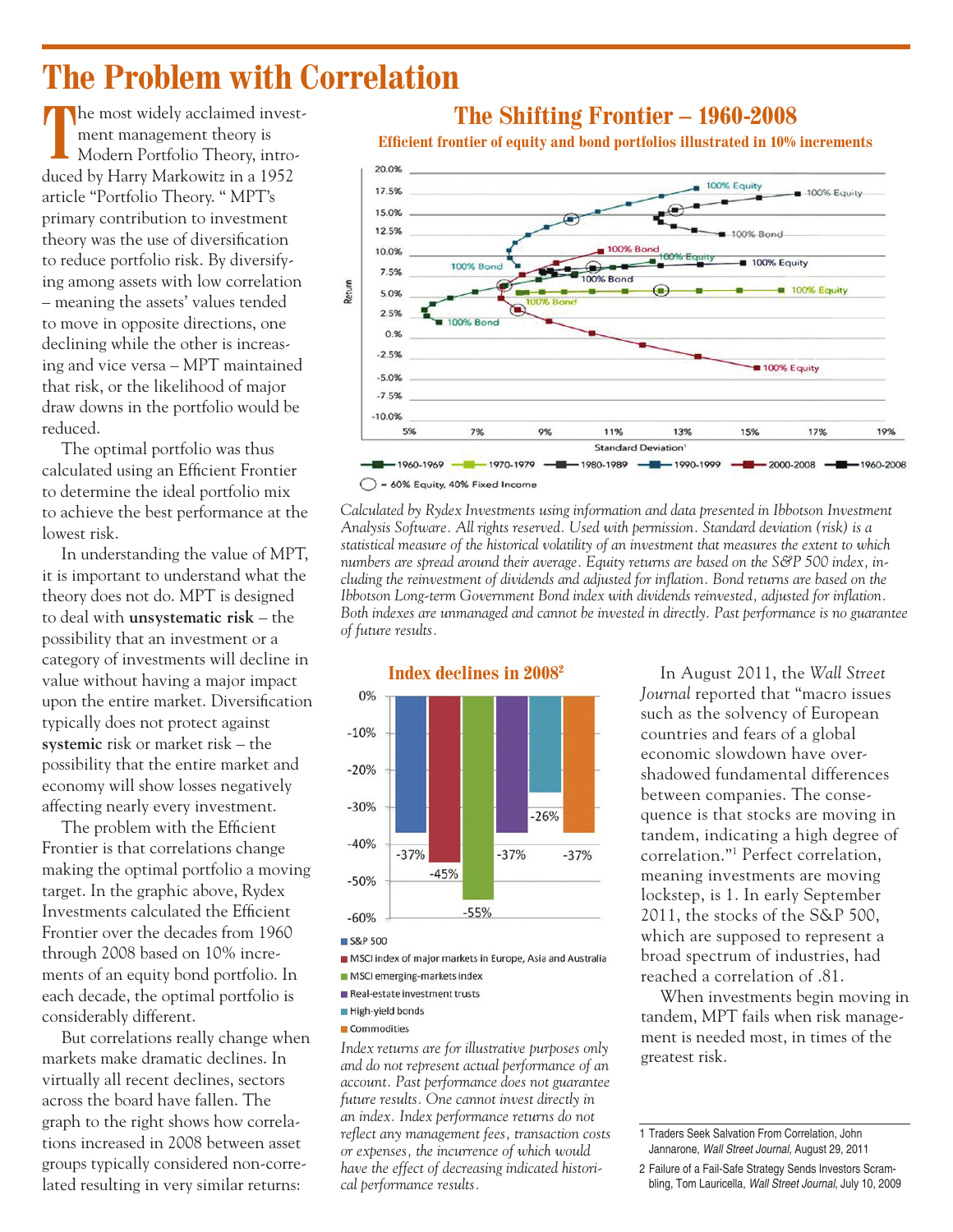# The Problem with Correlation

The most widely acclaimed investment management theory is Modern Portfolio Theory, introduced by Harry Markowitz in a 1952 article "Portfolio Theory. " MPT's primary contribution to investment theory was the use of diversification to reduce portfolio risk. By diversifying among assets with low correlation – meaning the assets' values tended to move in opposite directions, one declining while the other is increasing and vice versa – MPT maintained that risk, or the likelihood of major draw downs in the portfolio would be reduced.

The optimal portfolio was thus calculated using an Efficient Frontier to determine the ideal portfolio mix to achieve the best performance at the lowest risk.

In understanding the value of MPT, it is important to understand what the theory does not do. MPT is designed to deal with **unsystematic risk** – the possibility that an investment or a category of investments will decline in value without having a major impact upon the entire market. Diversification typically does not protect against **systemic** risk or market risk – the possibility that the entire market and economy will show losses negatively affecting nearly every investment.

The problem with the Efficient Frontier is that correlations change making the optimal portfolio a moving target. In the graphic above, Rydex Investments calculated the Efficient Frontier over the decades from 1960 through 2008 based on 10% increments of an equity bond portfolio. In each decade, the optimal portfolio is considerably different.

But correlations really change when markets make dramatic declines. In virtually all recent declines, sectors across the board have fallen. The graph to the right shows how correlations increased in 2008 between asset groups typically considered non-correlated resulting in very similar returns:

## The Shifting Frontier – 1960-2008

**Efficient frontier of equity and bond portfolios illustrated in 10% increments**

Legend: 1960-1969, 1970-1979, 1980-1989, 1990-1999, 2000-2008, 1960-2008; ◯ = 60% Equity, 40% Fixed Income

*Calculated by Rydex Investments using information and data presented in Ibbotson Investment Analysis Software. All rights reserved. Used with permission. Standard deviation (risk) is a statistical measure of the historical volatility of an investment that measures the extent to which numbers are spread around their average. Equity returns are based on the S&P 500 index, including the reinvestment of dividends and adjusted for inflation. Bond returns are based on the Ibbotson Long-term Government Bond index with dividends reinvested, adjusted for inflation. Both indexes are unmanaged and cannot be invested in directly. Past performance is no guarantee of future results.*

## Index declines in 2008[2]

| Index | Decline |
|---|---|
| S&P 500 | -37% |
| MSCI index of major markets in Europe, Asia and Australia | -45% |
| MSCI emerging-markets index | -55% |
| Real-estate investment trusts | -37% |
| High-yield bonds | -26% |
| Commodities | -37% |

*Index returns are for illustrative purposes only and do not represent actual performance of an account. Past performance does not guarantee future results. One cannot invest directly in an index. Index performance returns do not reflect any management fees, transaction costs or expenses, the incurrence of which would have the effect of decreasing indicated historical performance results.*

In August 2011, the *Wall Street Journal* reported that "macro issues such as the solvency of European countries and fears of a global economic slowdown have overshadowed fundamental differences between companies. The consequence is that stocks are moving in tandem, indicating a high degree of correlation."[1] Perfect correlation, meaning investments are moving lockstep, is 1. In early September 2011, the stocks of the S&P 500, which are supposed to represent a broad spectrum of industries, had reached a correlation of .81.

When investments begin moving in tandem, MPT fails when risk management is needed most, in times of the greatest risk.

1 Traders Seek Salvation From Correlation, John Jannarone, *Wall Street Journal*, August 29, 2011

2 Failure of a Fail-Safe Strategy Sends Investors Scrambling, Tom Lauricella, *Wall Street Journal*, July 10, 2009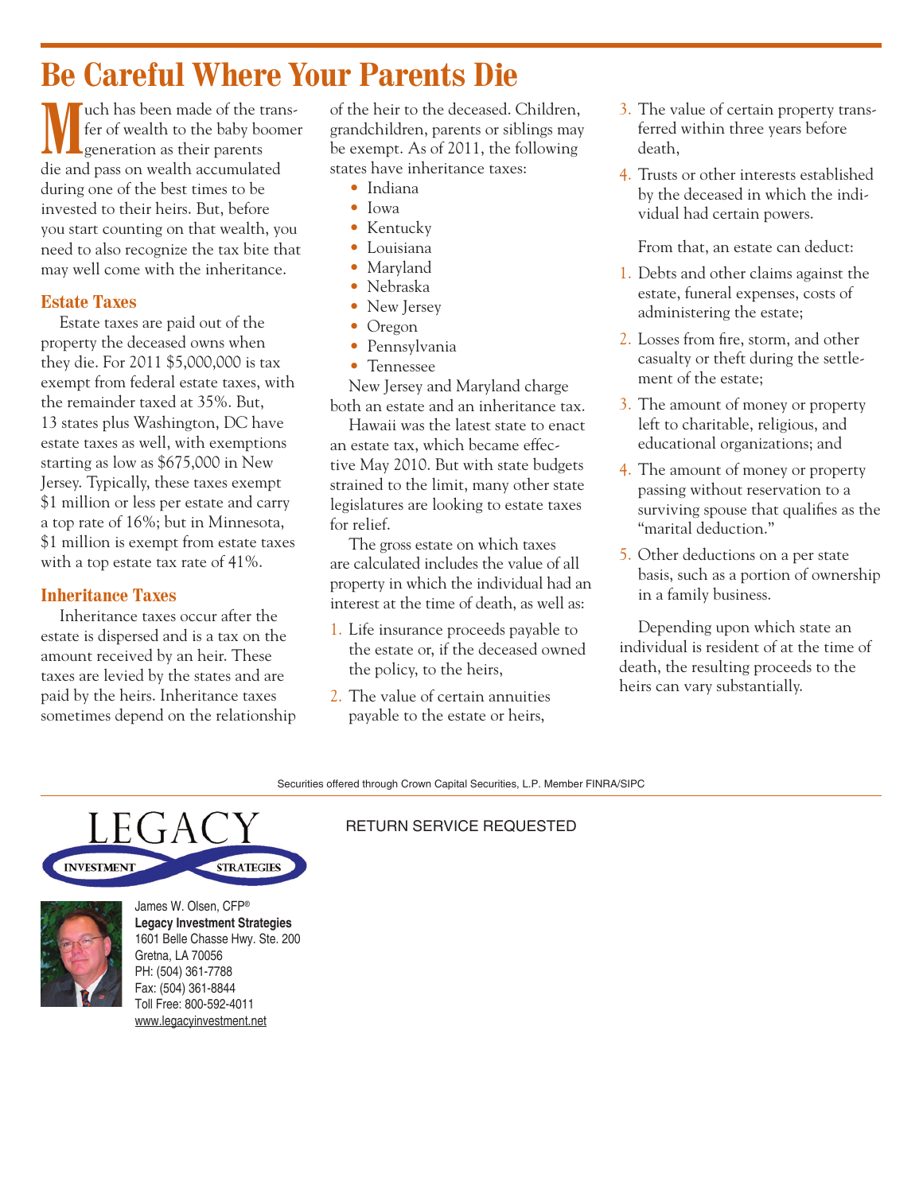# Be Careful Where Your Parents Die

Much has been made of the transfer of wealth to the baby boomer generation as their parents die and pass on wealth accumulated during one of the best times to be invested to their heirs. But, before you start counting on that wealth, you need to also recognize the tax bite that may well come with the inheritance.

## Estate Taxes

Estate taxes are paid out of the property the deceased owns when they die. For 2011 $5,000,000 is tax exempt from federal estate taxes, with the remainder taxed at 35%. But, 13 states plus Washington, DC have estate taxes as well, with exemptions starting as low as $675,000 in New Jersey. Typically, these taxes exempt $1 million or less per estate and carry a top rate of 16%; but in Minnesota, $1 million is exempt from estate taxes with a top estate tax rate of 41%.

## Inheritance Taxes

Inheritance taxes occur after the estate is dispersed and is a tax on the amount received by an heir. These taxes are levied by the states and are paid by the heirs. Inheritance taxes sometimes depend on the relationship of the heir to the deceased. Children, grandchildren, parents or siblings may be exempt. As of 2011, the following states have inheritance taxes:

- Indiana
- Iowa
- Kentucky
- Louisiana
- Maryland
- Nebraska
- New Jersey
- Oregon
- Pennsylvania
- Tennessee

New Jersey and Maryland charge both an estate and an inheritance tax.

Hawaii was the latest state to enact an estate tax, which became effective May 2010. But with state budgets strained to the limit, many other state legislatures are looking to estate taxes for relief.

The gross estate on which taxes are calculated includes the value of all property in which the individual had an interest at the time of death, as well as:

1. Life insurance proceeds payable to the estate or, if the deceased owned the policy, to the heirs,
2. The value of certain annuities payable to the estate or heirs,
3. The value of certain property transferred within three years before death,
4. Trusts or other interests established by the deceased in which the individual had certain powers.

From that, an estate can deduct:

1. Debts and other claims against the estate, funeral expenses, costs of administering the estate;
2. Losses from fire, storm, and other casualty or theft during the settlement of the estate;
3. The amount of money or property left to charitable, religious, and educational organizations; and
4. The amount of money or property passing without reservation to a surviving spouse that qualifies as the "marital deduction."
5. Other deductions on a per state basis, such as a portion of ownership in a family business.

Depending upon which state an individual is resident of at the time of death, the resulting proceeds to the heirs can vary substantially.

Securities offered through Crown Capital Securities, L.P. Member FINRA/SIPC

LEGACY INVESTMENT STRATEGIES

RETURN SERVICE REQUESTED

James W. Olsen, CFP®
**Legacy Investment Strategies**
1601 Belle Chasse Hwy. Ste. 200
Gretna, LA 70056
PH: (504) 361-7788
Fax: (504) 361-8844
Toll Free: 800-592-4011
www.legacyinvestment.net